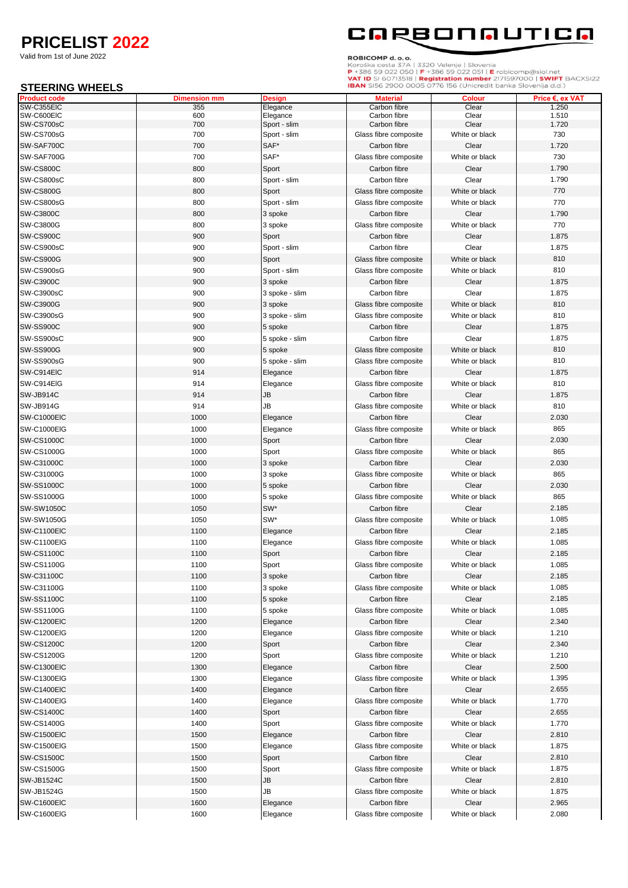# PRICELIST 2022

Valid from 1st of June 2022

CARBONAUTICA

**ROBICOMP d. o. o.**
Koroška cesta 37A | 3320 Velenje | Slovenia
**P** +386 59 022 050 | **F** +386 59 022 051 | **E** robicomp@siol.net
**VAT ID** SI 60713518 | **Registration number** 2171597000 | **SWIFT** BACXSI22
**IBAN** SI56 2900 0005 0776 156 (Unicredit banka Slovenija d.d.)

## STEERING WHEELS

| Product code | Dimension mm | Design | Material | Colour | Price €, ex VAT |
|---|---|---|---|---|---|
| SW-C355ElC | 355 | Elegance | Carbon fibre | Clear | 1.250 |
| SW-C600ElC | 600 | Elegance | Carbon fibre | Clear | 1.510 |
| SW-CS700sC | 700 | Sport - slim | Carbon fibre | Clear | 1.720 |
| SW-CS700sG | 700 | Sport - slim | Glass fibre composite | White or black | 730 |
| SW-SAF700C | 700 | SAF* | Carbon fibre | Clear | 1.720 |
| SW-SAF700G | 700 | SAF* | Glass fibre composite | White or black | 730 |
| SW-CS800C | 800 | Sport | Carbon fibre | Clear | 1.790 |
| SW-CS800sC | 800 | Sport - slim | Carbon fibre | Clear | 1.790 |
| SW-CS800G | 800 | Sport | Glass fibre composite | White or black | 770 |
| SW-CS800sG | 800 | Sport - slim | Glass fibre composite | White or black | 770 |
| SW-C3800C | 800 | 3 spoke | Carbon fibre | Clear | 1.790 |
| SW-C3800G | 800 | 3 spoke | Glass fibre composite | White or black | 770 |
| SW-CS900C | 900 | Sport | Carbon fibre | Clear | 1.875 |
| SW-CS900sC | 900 | Sport - slim | Carbon fibre | Clear | 1.875 |
| SW-CS900G | 900 | Sport | Glass fibre composite | White or black | 810 |
| SW-CS900sG | 900 | Sport - slim | Glass fibre composite | White or black | 810 |
| SW-C3900C | 900 | 3 spoke | Carbon fibre | Clear | 1.875 |
| SW-C3900sC | 900 | 3 spoke - slim | Carbon fibre | Clear | 1.875 |
| SW-C3900G | 900 | 3 spoke | Glass fibre composite | White or black | 810 |
| SW-C3900sG | 900 | 3 spoke - slim | Glass fibre composite | White or black | 810 |
| SW-SS900C | 900 | 5 spoke | Carbon fibre | Clear | 1.875 |
| SW-SS900sC | 900 | 5 spoke - slim | Carbon fibre | Clear | 1.875 |
| SW-SS900G | 900 | 5 spoke | Glass fibre composite | White or black | 810 |
| SW-SS900sG | 900 | 5 spoke - slim | Glass fibre composite | White or black | 810 |
| SW-C914ElC | 914 | Elegance | Carbon fibre | Clear | 1.875 |
| SW-C914ElG | 914 | Elegance | Glass fibre composite | White or black | 810 |
| SW-JB914C | 914 | JB | Carbon fibre | Clear | 1.875 |
| SW-JB914G | 914 | JB | Glass fibre composite | White or black | 810 |
| SW-C1000ElC | 1000 | Elegance | Carbon fibre | Clear | 2.030 |
| SW-C1000ElG | 1000 | Elegance | Glass fibre composite | White or black | 865 |
| SW-CS1000C | 1000 | Sport | Carbon fibre | Clear | 2.030 |
| SW-CS1000G | 1000 | Sport | Glass fibre composite | White or black | 865 |
| SW-C31000C | 1000 | 3 spoke | Carbon fibre | Clear | 2.030 |
| SW-C31000G | 1000 | 3 spoke | Glass fibre composite | White or black | 865 |
| SW-SS1000C | 1000 | 5 spoke | Carbon fibre | Clear | 2.030 |
| SW-SS1000G | 1000 | 5 spoke | Glass fibre composite | White or black | 865 |
| SW-SW1050C | 1050 | SW* | Carbon fibre | Clear | 2.185 |
| SW-SW1050G | 1050 | SW* | Glass fibre composite | White or black | 1.085 |
| SW-C1100ElC | 1100 | Elegance | Carbon fibre | Clear | 2.185 |
| SW-C1100ElG | 1100 | Elegance | Glass fibre composite | White or black | 1.085 |
| SW-CS1100C | 1100 | Sport | Carbon fibre | Clear | 2.185 |
| SW-CS1100G | 1100 | Sport | Glass fibre composite | White or black | 1.085 |
| SW-C31100C | 1100 | 3 spoke | Carbon fibre | Clear | 2.185 |
| SW-C31100G | 1100 | 3 spoke | Glass fibre composite | White or black | 1.085 |
| SW-SS1100C | 1100 | 5 spoke | Carbon fibre | Clear | 2.185 |
| SW-SS1100G | 1100 | 5 spoke | Glass fibre composite | White or black | 1.085 |
| SW-C1200ElC | 1200 | Elegance | Carbon fibre | Clear | 2.340 |
| SW-C1200ElG | 1200 | Elegance | Glass fibre composite | White or black | 1.210 |
| SW-CS1200C | 1200 | Sport | Carbon fibre | Clear | 2.340 |
| SW-CS1200G | 1200 | Sport | Glass fibre composite | White or black | 1.210 |
| SW-C1300ElC | 1300 | Elegance | Carbon fibre | Clear | 2.500 |
| SW-C1300ElG | 1300 | Elegance | Glass fibre composite | White or black | 1.395 |
| SW-C1400ElC | 1400 | Elegance | Carbon fibre | Clear | 2.655 |
| SW-C1400ElG | 1400 | Elegance | Glass fibre composite | White or black | 1.770 |
| SW-CS1400C | 1400 | Sport | Carbon fibre | Clear | 2.655 |
| SW-CS1400G | 1400 | Sport | Glass fibre composite | White or black | 1.770 |
| SW-C1500ElC | 1500 | Elegance | Carbon fibre | Clear | 2.810 |
| SW-C1500ElG | 1500 | Elegance | Glass fibre composite | White or black | 1.875 |
| SW-CS1500C | 1500 | Sport | Carbon fibre | Clear | 2.810 |
| SW-CS1500G | 1500 | Sport | Glass fibre composite | White or black | 1.875 |
| SW-JB1524C | 1500 | JB | Carbon fibre | Clear | 2.810 |
| SW-JB1524G | 1500 | JB | Glass fibre composite | White or black | 1.875 |
| SW-C1600ElC | 1600 | Elegance | Carbon fibre | Clear | 2.965 |
| SW-C1600ElG | 1600 | Elegance | Glass fibre composite | White or black | 2.080 |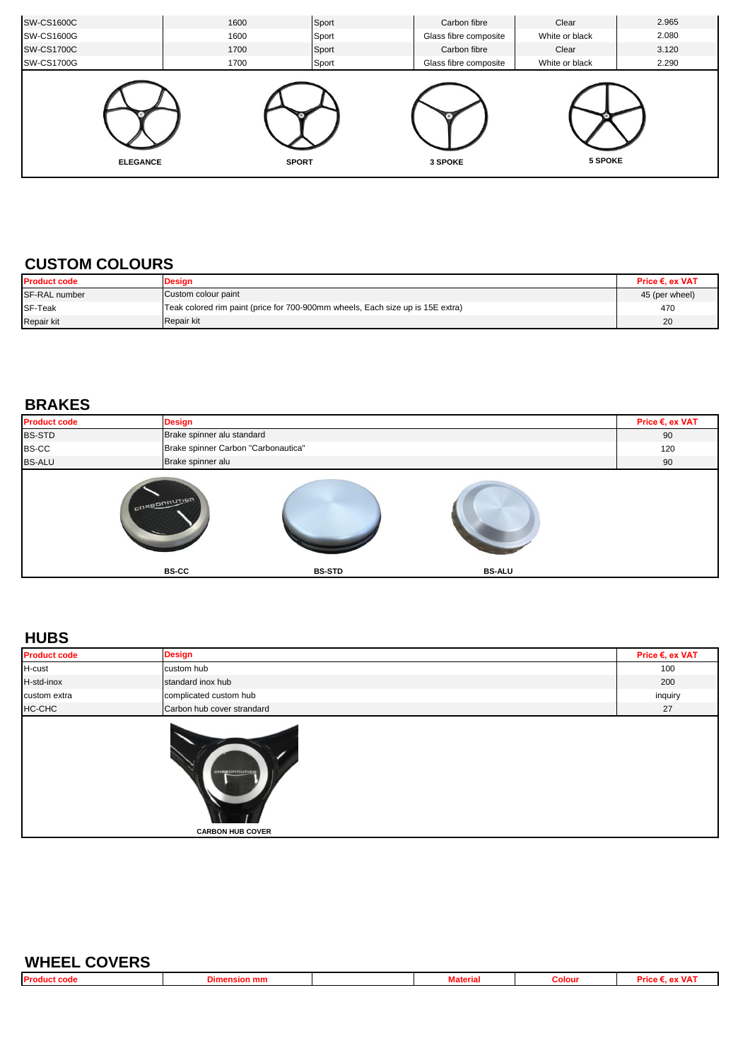| | | | | | |
|---|---|---|---|---|---|
| SW-CS1600C | 1600 | Sport | Carbon fibre | Clear | 2.965 |
| SW-CS1600G | 1600 | Sport | Glass fibre composite | White or black | 2.080 |
| SW-CS1700C | 1700 | Sport | Carbon fibre | Clear | 3.120 |
| SW-CS1700G | 1700 | Sport | Glass fibre composite | White or black | 2.290 |

ELEGANCE | SPORT | 3 SPOKE | 5 SPOKE

## CUSTOM COLOURS

| Product code | Design | Price €, ex VAT |
|---|---|---|
| SF-RAL number | Custom colour paint | 45 (per wheel) |
| SF-Teak | Teak colored rim paint (price for 700-900mm wheels, Each size up is 15E extra) | 470 |
| Repair kit | Repair kit | 20 |

## BRAKES

| Product code | Design | Price €, ex VAT |
|---|---|---|
| BS-STD | Brake spinner alu standard | 90 |
| BS-CC | Brake spinner Carbon "Carbonautica" | 120 |
| BS-ALU | Brake spinner alu | 90 |

BS-CC | BS-STD | BS-ALU

## HUBS

| Product code | Design | Price €, ex VAT |
|---|---|---|
| H-cust | custom hub | 100 |
| H-std-inox | standard inox hub | 200 |
| custom extra | complicated custom hub | inquiry |
| HC-CHC | Carbon hub cover strandard | 27 |

CARBON HUB COVER

## WHEEL COVERS

| Product code | Dimension mm | | Material | Colour | Price €, ex VAT |
|---|---|---|---|---|---|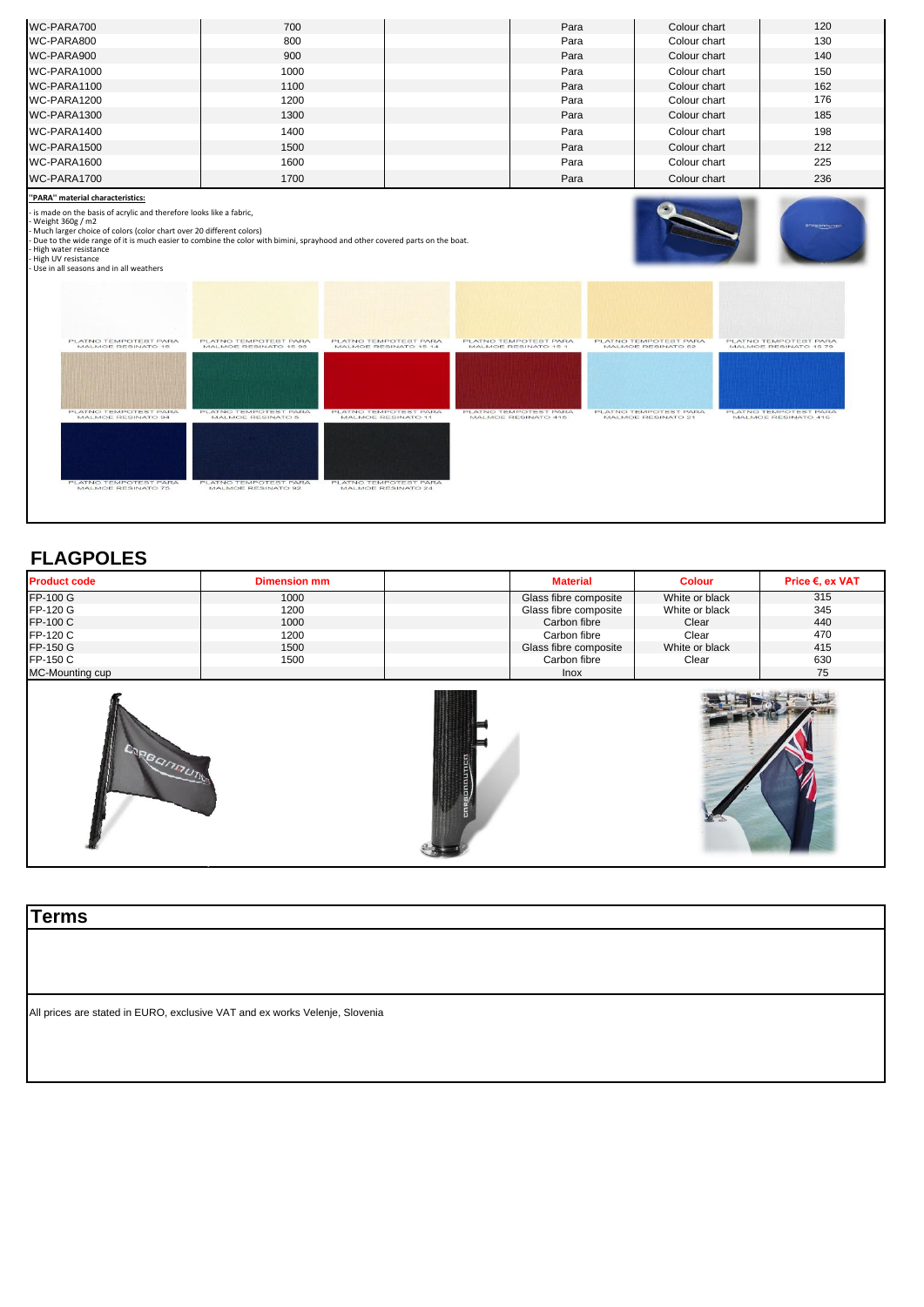| | | | | | |
|---|---|---|---|---|---|
| WC-PARA700 | 700 | | Para | Colour chart | 120 |
| WC-PARA800 | 800 | | Para | Colour chart | 130 |
| WC-PARA900 | 900 | | Para | Colour chart | 140 |
| WC-PARA1000 | 1000 | | Para | Colour chart | 150 |
| WC-PARA1100 | 1100 | | Para | Colour chart | 162 |
| WC-PARA1200 | 1200 | | Para | Colour chart | 176 |
| WC-PARA1300 | 1300 | | Para | Colour chart | 185 |
| WC-PARA1400 | 1400 | | Para | Colour chart | 198 |
| WC-PARA1500 | 1500 | | Para | Colour chart | 212 |
| WC-PARA1600 | 1600 | | Para | Colour chart | 225 |
| WC-PARA1700 | 1700 | | Para | Colour chart | 236 |

**"PARA" material characteristics:**

- is made on the basis of acrylic and therefore looks like a fabric,
- Weight 360g / m2
- Much larger choice of colors (color chart over 20 different colors)
- Due to the wide range of it is much easier to combine the color with bimini, sprayhood and other covered parts on the boat.
- High water resistance
- High UV resistance
- Use in all seasons and in all weathers

PLATNO TEMPOTEST PARA MALMOE RESINATO 16

PLATNO TEMPOTEST PARA MALMOE RESINATO 15 93

PLATNO TEMPOTEST PARA MALMOE RESINATO 15 14

PLATNO TEMPOTEST PARA MALMOE RESINATO 15 1

PLATNO TEMPOTEST PARA MALMOE RESINATO 62

PLATNO TEMPOTEST PARA MALMOE RESINATO 15 79

PLATNO TEMPOTEST PARA MALMOE RESINATO 94

PLATNO TEMPOTEST PARA MALMOE RESINATO 5

PLATNO TEMPOTEST PARA MALMOE RESINATO 11

PLATNO TEMPOTEST PARA MALMOE RESINATO 416

PLATNO TEMPOTEST PARA MALMOE RESINATO 21

PLATNO TEMPOTEST PARA MALMOE RESINATO 410

PLATNO TEMPOTEST PARA MALMOE RESINATO 75

PLATNO TEMPOTEST PARA MALMOE RESINATO 92

PLATNO TEMPOTEST PARA MALMOE RESINATO 24

## FLAGPOLES

| Product code | Dimension mm | | Material | Colour | Price €, ex VAT |
|---|---|---|---|---|---|
| FP-100 G | 1000 | | Glass fibre composite | White or black | 315 |
| FP-120 G | 1200 | | Glass fibre composite | White or black | 345 |
| FP-100 C | 1000 | | Carbon fibre | Clear | 440 |
| FP-120 C | 1200 | | Carbon fibre | Clear | 470 |
| FP-150 G | 1500 | | Glass fibre composite | White or black | 415 |
| FP-150 C | 1500 | | Carbon fibre | Clear | 630 |
| MC-Mounting cup | | | Inox | | 75 |

## Terms

All prices are stated in EURO, exclusive VAT and ex works Velenje, Slovenia